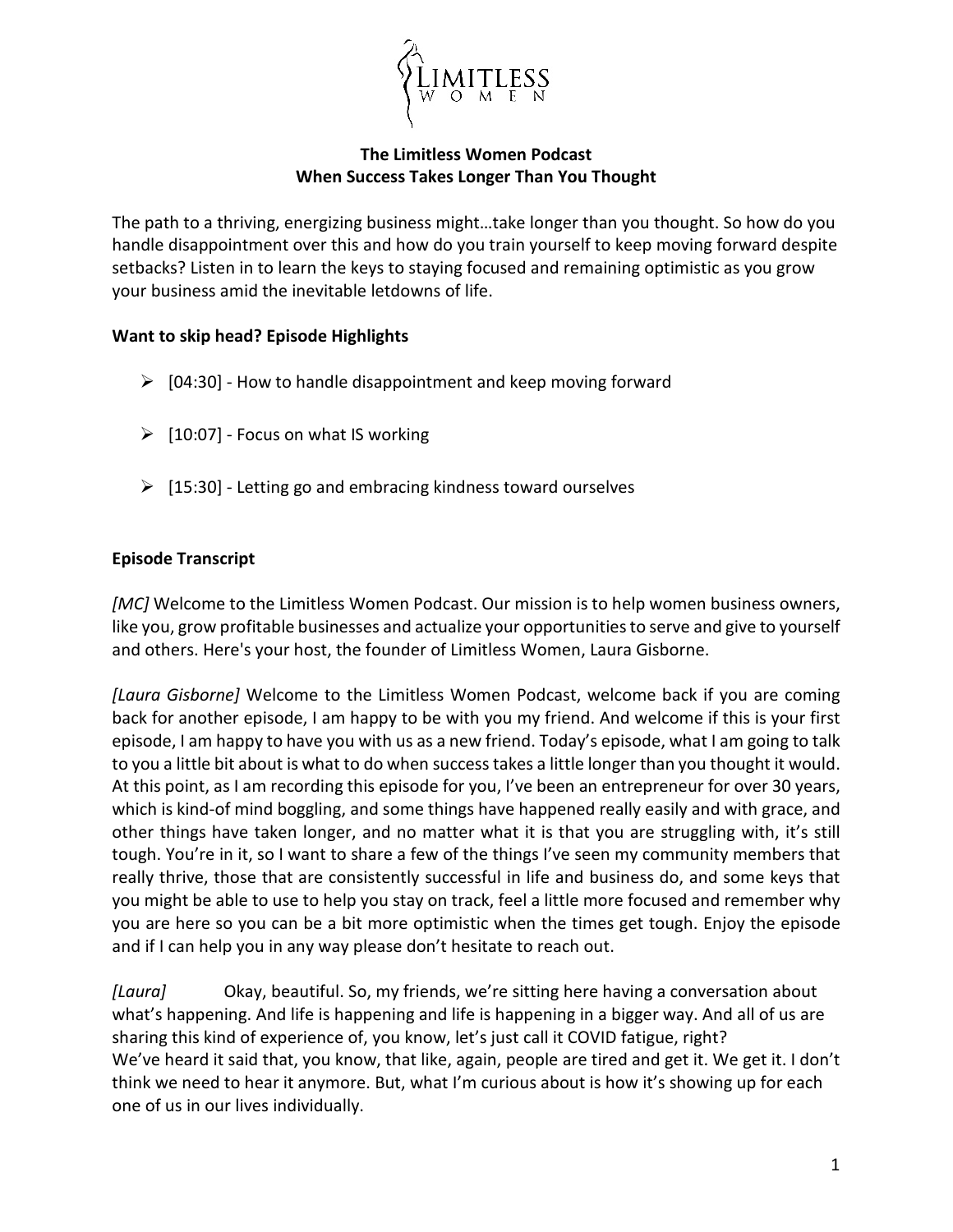# The Limitless Women Podcast
## When Success Takes Longer Than You Thought

The path to a thriving, energizing business might…take longer than you thought. So how do you handle disappointment over this and how do you train yourself to keep moving forward despite setbacks? Listen in to learn the keys to staying focused and remaining optimistic as you grow your business amid the inevitable letdowns of life.

**Want to skip head? Episode Highlights**

- [04:30] - How to handle disappointment and keep moving forward
- [10:07] - Focus on what IS working
- [15:30] - Letting go and embracing kindness toward ourselves

**Episode Transcript**

*[MC]* Welcome to the Limitless Women Podcast. Our mission is to help women business owners, like you, grow profitable businesses and actualize your opportunities to serve and give to yourself and others. Here's your host, the founder of Limitless Women, Laura Gisborne.

*[Laura Gisborne]* Welcome to the Limitless Women Podcast, welcome back if you are coming back for another episode, I am happy to be with you my friend. And welcome if this is your first episode, I am happy to have you with us as a new friend. Today's episode, what I am going to talk to you a little bit about is what to do when success takes a little longer than you thought it would. At this point, as I am recording this episode for you, I've been an entrepreneur for over 30 years, which is kind-of mind boggling, and some things have happened really easily and with grace, and other things have taken longer, and no matter what it is that you are struggling with, it's still tough. You're in it, so I want to share a few of the things I've seen my community members that really thrive, those that are consistently successful in life and business do, and some keys that you might be able to use to help you stay on track, feel a little more focused and remember why you are here so you can be a bit more optimistic when the times get tough. Enjoy the episode and if I can help you in any way please don't hesitate to reach out.

*[Laura]* Okay, beautiful. So, my friends, we're sitting here having a conversation about what's happening. And life is happening and life is happening in a bigger way. And all of us are sharing this kind of experience of, you know, let's just call it COVID fatigue, right? We've heard it said that, you know, that like, again, people are tired and get it. We get it. I don't think we need to hear it anymore. But, what I'm curious about is how it's showing up for each one of us in our lives individually.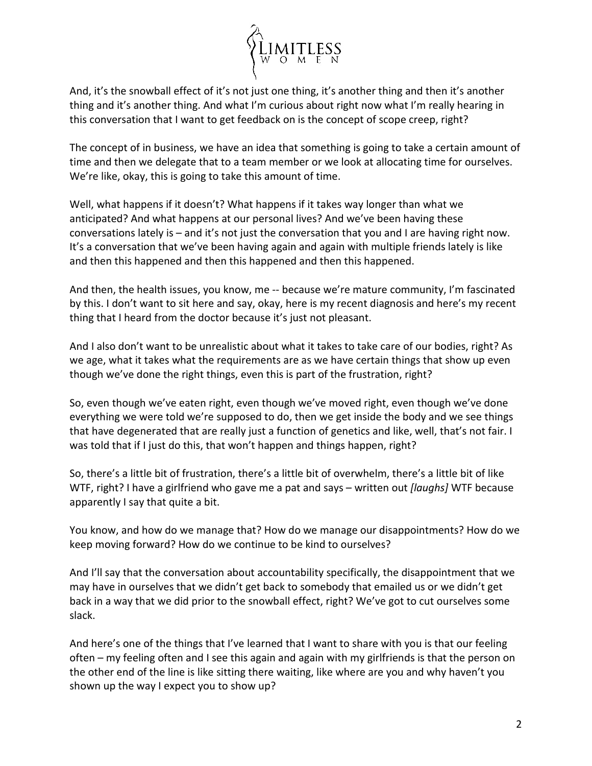And, it's the snowball effect of it's not just one thing, it's another thing and then it's another thing and it's another thing. And what I'm curious about right now what I'm really hearing in this conversation that I want to get feedback on is the concept of scope creep, right?

The concept of in business, we have an idea that something is going to take a certain amount of time and then we delegate that to a team member or we look at allocating time for ourselves. We're like, okay, this is going to take this amount of time.

Well, what happens if it doesn't? What happens if it takes way longer than what we anticipated? And what happens at our personal lives? And we've been having these conversations lately is – and it's not just the conversation that you and I are having right now. It's a conversation that we've been having again and again with multiple friends lately is like and then this happened and then this happened and then this happened.

And then, the health issues, you know, me -- because we're mature community, I'm fascinated by this. I don't want to sit here and say, okay, here is my recent diagnosis and here's my recent thing that I heard from the doctor because it's just not pleasant.

And I also don't want to be unrealistic about what it takes to take care of our bodies, right? As we age, what it takes what the requirements are as we have certain things that show up even though we've done the right things, even this is part of the frustration, right?

So, even though we've eaten right, even though we've moved right, even though we've done everything we were told we're supposed to do, then we get inside the body and we see things that have degenerated that are really just a function of genetics and like, well, that's not fair. I was told that if I just do this, that won't happen and things happen, right?

So, there's a little bit of frustration, there's a little bit of overwhelm, there's a little bit of like WTF, right? I have a girlfriend who gave me a pat and says – written out *[laughs]* WTF because apparently I say that quite a bit.

You know, and how do we manage that? How do we manage our disappointments? How do we keep moving forward? How do we continue to be kind to ourselves?

And I'll say that the conversation about accountability specifically, the disappointment that we may have in ourselves that we didn't get back to somebody that emailed us or we didn't get back in a way that we did prior to the snowball effect, right? We've got to cut ourselves some slack.

And here's one of the things that I've learned that I want to share with you is that our feeling often – my feeling often and I see this again and again with my girlfriends is that the person on the other end of the line is like sitting there waiting, like where are you and why haven't you shown up the way I expect you to show up?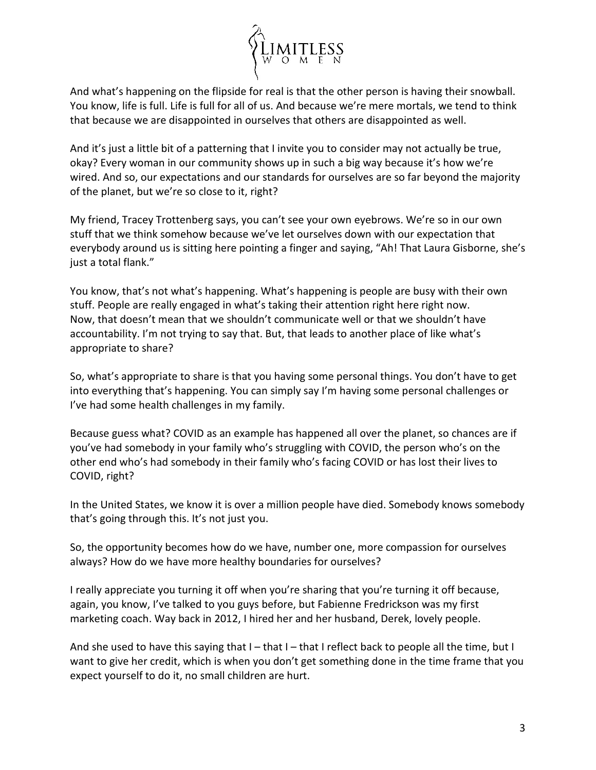And what's happening on the flipside for real is that the other person is having their snowball. You know, life is full. Life is full for all of us. And because we're mere mortals, we tend to think that because we are disappointed in ourselves that others are disappointed as well.

And it's just a little bit of a patterning that I invite you to consider may not actually be true, okay? Every woman in our community shows up in such a big way because it's how we're wired. And so, our expectations and our standards for ourselves are so far beyond the majority of the planet, but we're so close to it, right?

My friend, Tracey Trottenberg says, you can't see your own eyebrows. We're so in our own stuff that we think somehow because we've let ourselves down with our expectation that everybody around us is sitting here pointing a finger and saying, "Ah! That Laura Gisborne, she's just a total flank."

You know, that's not what's happening. What's happening is people are busy with their own stuff. People are really engaged in what's taking their attention right here right now. Now, that doesn't mean that we shouldn't communicate well or that we shouldn't have accountability. I'm not trying to say that. But, that leads to another place of like what's appropriate to share?

So, what's appropriate to share is that you having some personal things. You don't have to get into everything that's happening. You can simply say I'm having some personal challenges or I've had some health challenges in my family.

Because guess what? COVID as an example has happened all over the planet, so chances are if you've had somebody in your family who's struggling with COVID, the person who's on the other end who's had somebody in their family who's facing COVID or has lost their lives to COVID, right?

In the United States, we know it is over a million people have died. Somebody knows somebody that's going through this. It's not just you.

So, the opportunity becomes how do we have, number one, more compassion for ourselves always? How do we have more healthy boundaries for ourselves?

I really appreciate you turning it off when you're sharing that you're turning it off because, again, you know, I've talked to you guys before, but Fabienne Fredrickson was my first marketing coach. Way back in 2012, I hired her and her husband, Derek, lovely people.

And she used to have this saying that I – that I – that I reflect back to people all the time, but I want to give her credit, which is when you don't get something done in the time frame that you expect yourself to do it, no small children are hurt.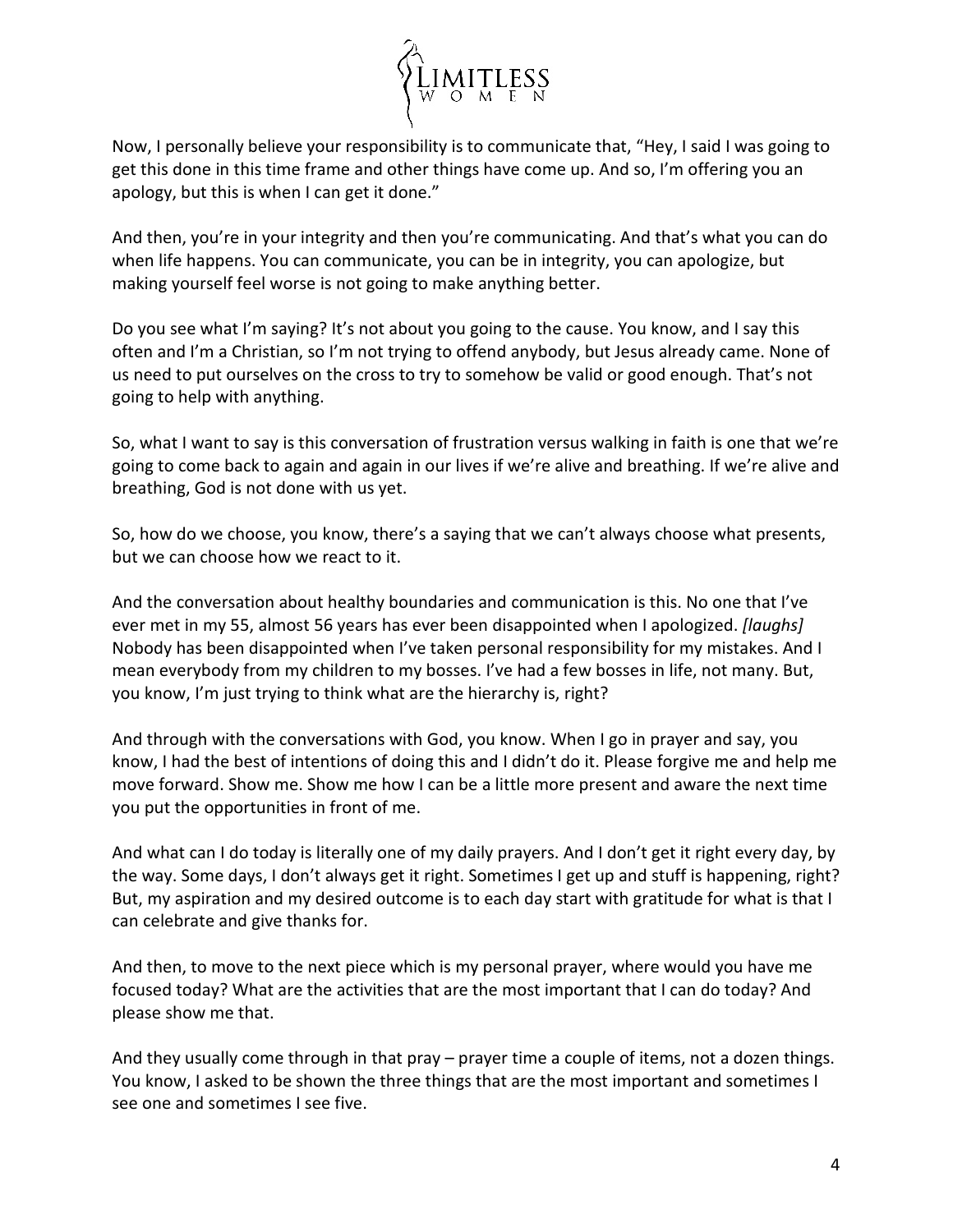Now, I personally believe your responsibility is to communicate that, "Hey, I said I was going to get this done in this time frame and other things have come up. And so, I'm offering you an apology, but this is when I can get it done."

And then, you're in your integrity and then you're communicating. And that's what you can do when life happens. You can communicate, you can be in integrity, you can apologize, but making yourself feel worse is not going to make anything better.

Do you see what I'm saying? It's not about you going to the cause. You know, and I say this often and I'm a Christian, so I'm not trying to offend anybody, but Jesus already came. None of us need to put ourselves on the cross to try to somehow be valid or good enough. That's not going to help with anything.

So, what I want to say is this conversation of frustration versus walking in faith is one that we're going to come back to again and again in our lives if we're alive and breathing. If we're alive and breathing, God is not done with us yet.

So, how do we choose, you know, there's a saying that we can't always choose what presents, but we can choose how we react to it.

And the conversation about healthy boundaries and communication is this. No one that I've ever met in my 55, almost 56 years has ever been disappointed when I apologized. *[laughs]* Nobody has been disappointed when I've taken personal responsibility for my mistakes. And I mean everybody from my children to my bosses. I've had a few bosses in life, not many. But, you know, I'm just trying to think what are the hierarchy is, right?

And through with the conversations with God, you know. When I go in prayer and say, you know, I had the best of intentions of doing this and I didn't do it. Please forgive me and help me move forward. Show me. Show me how I can be a little more present and aware the next time you put the opportunities in front of me.

And what can I do today is literally one of my daily prayers. And I don't get it right every day, by the way. Some days, I don't always get it right. Sometimes I get up and stuff is happening, right? But, my aspiration and my desired outcome is to each day start with gratitude for what is that I can celebrate and give thanks for.

And then, to move to the next piece which is my personal prayer, where would you have me focused today? What are the activities that are the most important that I can do today? And please show me that.

And they usually come through in that pray – prayer time a couple of items, not a dozen things. You know, I asked to be shown the three things that are the most important and sometimes I see one and sometimes I see five.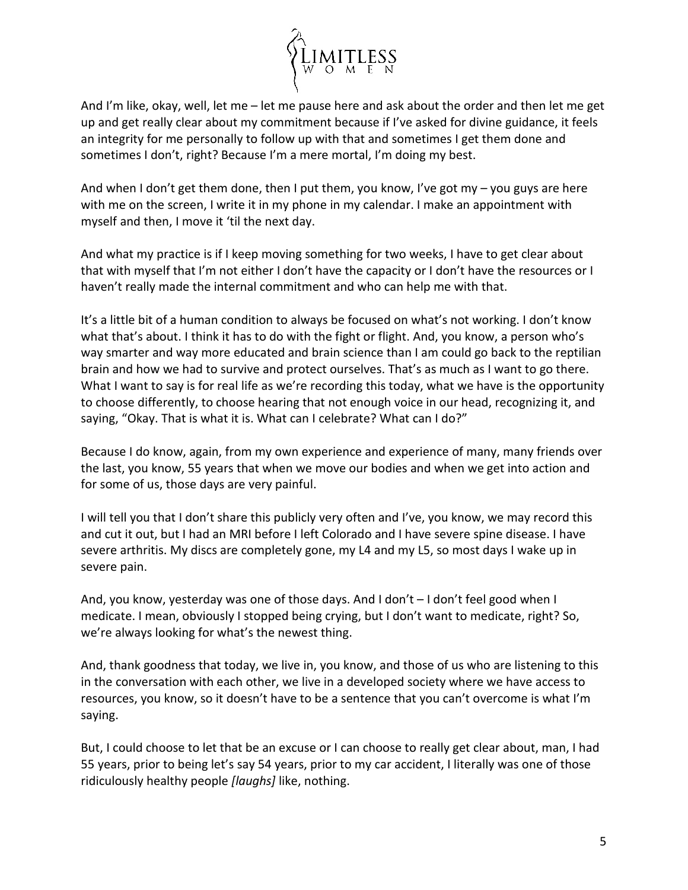And I'm like, okay, well, let me – let me pause here and ask about the order and then let me get up and get really clear about my commitment because if I've asked for divine guidance, it feels an integrity for me personally to follow up with that and sometimes I get them done and sometimes I don't, right? Because I'm a mere mortal, I'm doing my best.

And when I don't get them done, then I put them, you know, I've got my – you guys are here with me on the screen, I write it in my phone in my calendar. I make an appointment with myself and then, I move it 'til the next day.

And what my practice is if I keep moving something for two weeks, I have to get clear about that with myself that I'm not either I don't have the capacity or I don't have the resources or I haven't really made the internal commitment and who can help me with that.

It's a little bit of a human condition to always be focused on what's not working. I don't know what that's about. I think it has to do with the fight or flight. And, you know, a person who's way smarter and way more educated and brain science than I am could go back to the reptilian brain and how we had to survive and protect ourselves. That's as much as I want to go there. What I want to say is for real life as we're recording this today, what we have is the opportunity to choose differently, to choose hearing that not enough voice in our head, recognizing it, and saying, "Okay. That is what it is. What can I celebrate? What can I do?"

Because I do know, again, from my own experience and experience of many, many friends over the last, you know, 55 years that when we move our bodies and when we get into action and for some of us, those days are very painful.

I will tell you that I don't share this publicly very often and I've, you know, we may record this and cut it out, but I had an MRI before I left Colorado and I have severe spine disease. I have severe arthritis. My discs are completely gone, my L4 and my L5, so most days I wake up in severe pain.

And, you know, yesterday was one of those days. And I don't – I don't feel good when I medicate. I mean, obviously I stopped being crying, but I don't want to medicate, right? So, we're always looking for what's the newest thing.

And, thank goodness that today, we live in, you know, and those of us who are listening to this in the conversation with each other, we live in a developed society where we have access to resources, you know, so it doesn't have to be a sentence that you can't overcome is what I'm saying.

But, I could choose to let that be an excuse or I can choose to really get clear about, man, I had 55 years, prior to being let's say 54 years, prior to my car accident, I literally was one of those ridiculously healthy people *[laughs]* like, nothing.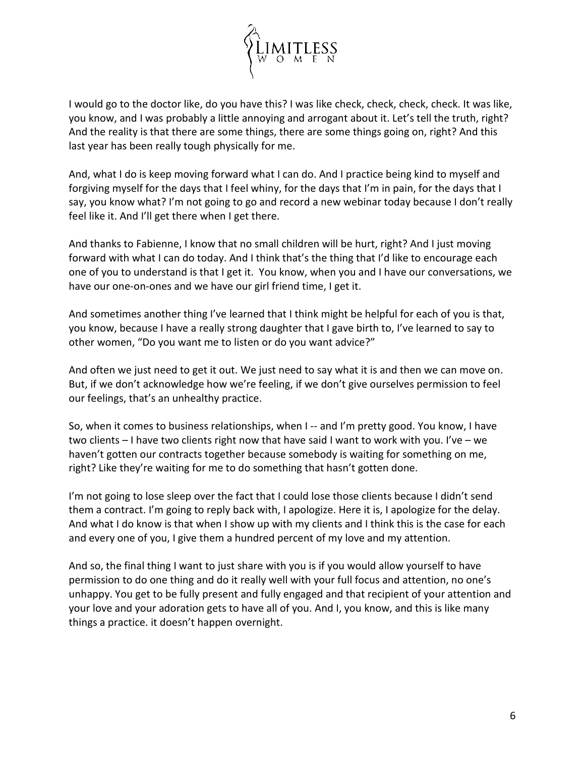I would go to the doctor like, do you have this? I was like check, check, check, check. It was like, you know, and I was probably a little annoying and arrogant about it. Let's tell the truth, right? And the reality is that there are some things, there are some things going on, right? And this last year has been really tough physically for me.

And, what I do is keep moving forward what I can do. And I practice being kind to myself and forgiving myself for the days that I feel whiny, for the days that I'm in pain, for the days that I say, you know what? I'm not going to go and record a new webinar today because I don't really feel like it. And I'll get there when I get there.

And thanks to Fabienne, I know that no small children will be hurt, right? And I just moving forward with what I can do today. And I think that's the thing that I'd like to encourage each one of you to understand is that I get it. You know, when you and I have our conversations, we have our one-on-ones and we have our girl friend time, I get it.

And sometimes another thing I've learned that I think might be helpful for each of you is that, you know, because I have a really strong daughter that I gave birth to, I've learned to say to other women, "Do you want me to listen or do you want advice?"

And often we just need to get it out. We just need to say what it is and then we can move on. But, if we don't acknowledge how we're feeling, if we don't give ourselves permission to feel our feelings, that's an unhealthy practice.

So, when it comes to business relationships, when I -- and I'm pretty good. You know, I have two clients – I have two clients right now that have said I want to work with you. I've – we haven't gotten our contracts together because somebody is waiting for something on me, right? Like they're waiting for me to do something that hasn't gotten done.

I'm not going to lose sleep over the fact that I could lose those clients because I didn't send them a contract. I'm going to reply back with, I apologize. Here it is, I apologize for the delay. And what I do know is that when I show up with my clients and I think this is the case for each and every one of you, I give them a hundred percent of my love and my attention.

And so, the final thing I want to just share with you is if you would allow yourself to have permission to do one thing and do it really well with your full focus and attention, no one's unhappy. You get to be fully present and fully engaged and that recipient of your attention and your love and your adoration gets to have all of you. And I, you know, and this is like many things a practice. it doesn't happen overnight.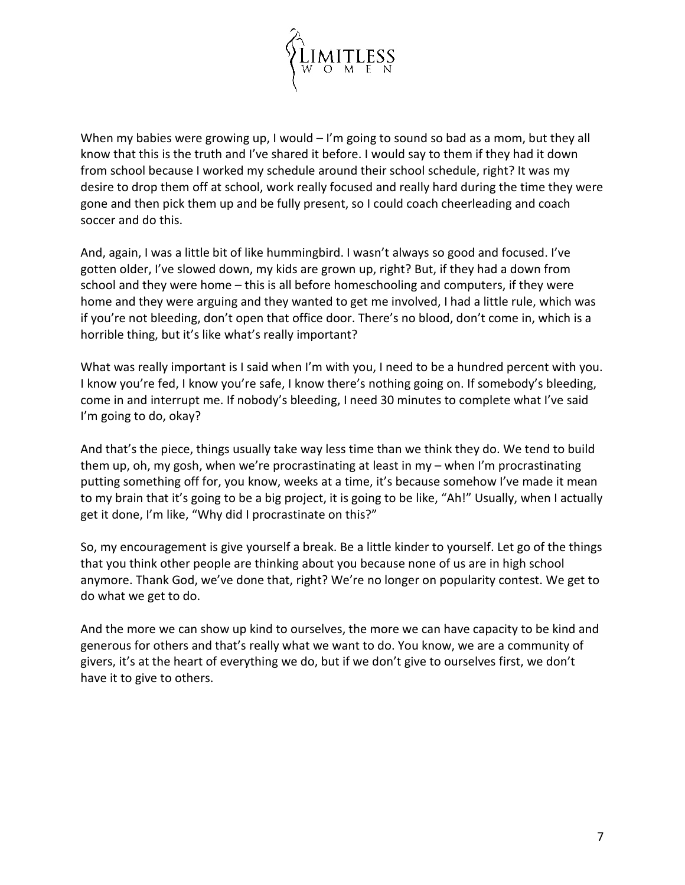When my babies were growing up, I would – I'm going to sound so bad as a mom, but they all know that this is the truth and I've shared it before. I would say to them if they had it down from school because I worked my schedule around their school schedule, right? It was my desire to drop them off at school, work really focused and really hard during the time they were gone and then pick them up and be fully present, so I could coach cheerleading and coach soccer and do this.

And, again, I was a little bit of like hummingbird. I wasn't always so good and focused. I've gotten older, I've slowed down, my kids are grown up, right? But, if they had a down from school and they were home – this is all before homeschooling and computers, if they were home and they were arguing and they wanted to get me involved, I had a little rule, which was if you're not bleeding, don't open that office door. There's no blood, don't come in, which is a horrible thing, but it's like what's really important?

What was really important is I said when I'm with you, I need to be a hundred percent with you. I know you're fed, I know you're safe, I know there's nothing going on. If somebody's bleeding, come in and interrupt me. If nobody's bleeding, I need 30 minutes to complete what I've said I'm going to do, okay?

And that's the piece, things usually take way less time than we think they do. We tend to build them up, oh, my gosh, when we're procrastinating at least in my – when I'm procrastinating putting something off for, you know, weeks at a time, it's because somehow I've made it mean to my brain that it's going to be a big project, it is going to be like, "Ah!" Usually, when I actually get it done, I'm like, "Why did I procrastinate on this?"

So, my encouragement is give yourself a break. Be a little kinder to yourself. Let go of the things that you think other people are thinking about you because none of us are in high school anymore. Thank God, we've done that, right? We're no longer on popularity contest. We get to do what we get to do.

And the more we can show up kind to ourselves, the more we can have capacity to be kind and generous for others and that's really what we want to do. You know, we are a community of givers, it's at the heart of everything we do, but if we don't give to ourselves first, we don't have it to give to others.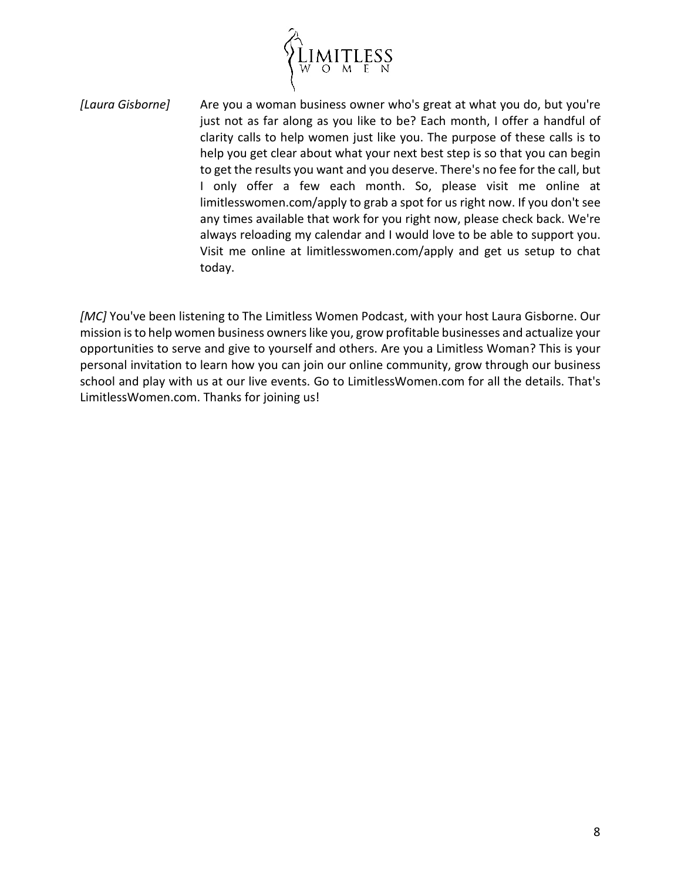*[Laura Gisborne]* Are you a woman business owner who's great at what you do, but you're just not as far along as you like to be? Each month, I offer a handful of clarity calls to help women just like you. The purpose of these calls is to help you get clear about what your next best step is so that you can begin to get the results you want and you deserve. There's no fee for the call, but I only offer a few each month. So, please visit me online at limitlesswomen.com/apply to grab a spot for us right now. If you don't see any times available that work for you right now, please check back. We're always reloading my calendar and I would love to be able to support you. Visit me online at limitlesswomen.com/apply and get us setup to chat today.

*[MC]* You've been listening to The Limitless Women Podcast, with your host Laura Gisborne. Our mission is to help women business owners like you, grow profitable businesses and actualize your opportunities to serve and give to yourself and others. Are you a Limitless Woman? This is your personal invitation to learn how you can join our online community, grow through our business school and play with us at our live events. Go to LimitlessWomen.com for all the details. That's LimitlessWomen.com. Thanks for joining us!